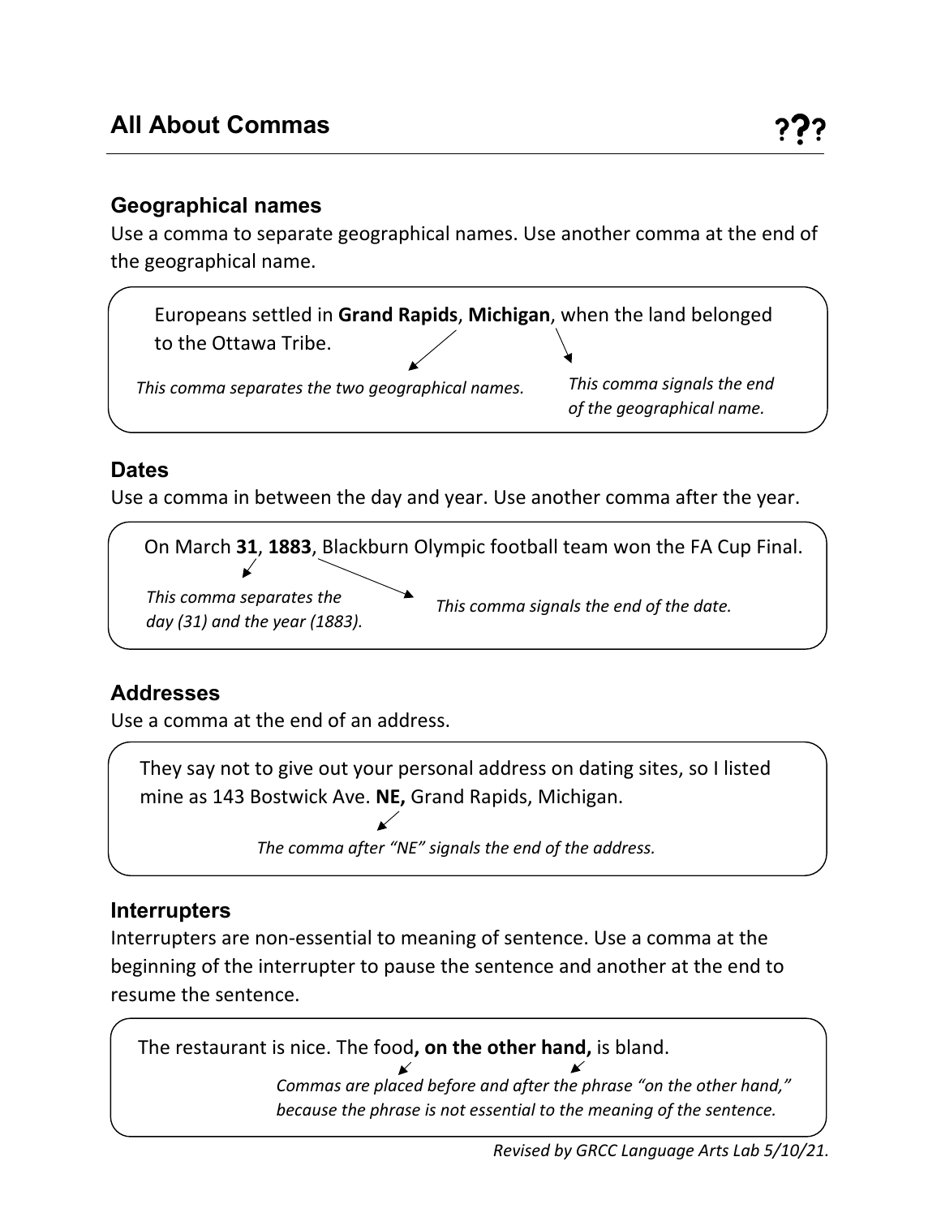# All About Commas

???

## Geographical names

Use a comma to separate geographical names. Use another comma at the end of the geographical name.

> Europeans settled in **Grand Rapids**, **Michigan**, when the land belonged to the Ottawa Tribe.
>
> *This comma separates the two geographical names.* *This comma signals the end of the geographical name.*

## Dates

Use a comma in between the day and year. Use another comma after the year.

> On March **31**, **1883**, Blackburn Olympic football team won the FA Cup Final.
>
> *This comma separates the day (31) and the year (1883).* *This comma signals the end of the date.*

## Addresses

Use a comma at the end of an address.

> They say not to give out your personal address on dating sites, so I listed mine as 143 Bostwick Ave. **NE,** Grand Rapids, Michigan.
>
> *The comma after "NE" signals the end of the address.*

## Interrupters

Interrupters are non-essential to meaning of sentence. Use a comma at the beginning of the interrupter to pause the sentence and another at the end to resume the sentence.

> The restaurant is nice. The food**, on the other hand,** is bland.
>
> *Commas are placed before and after the phrase "on the other hand," because the phrase is not essential to the meaning of the sentence.*

*Revised by GRCC Language Arts Lab 5/10/21.*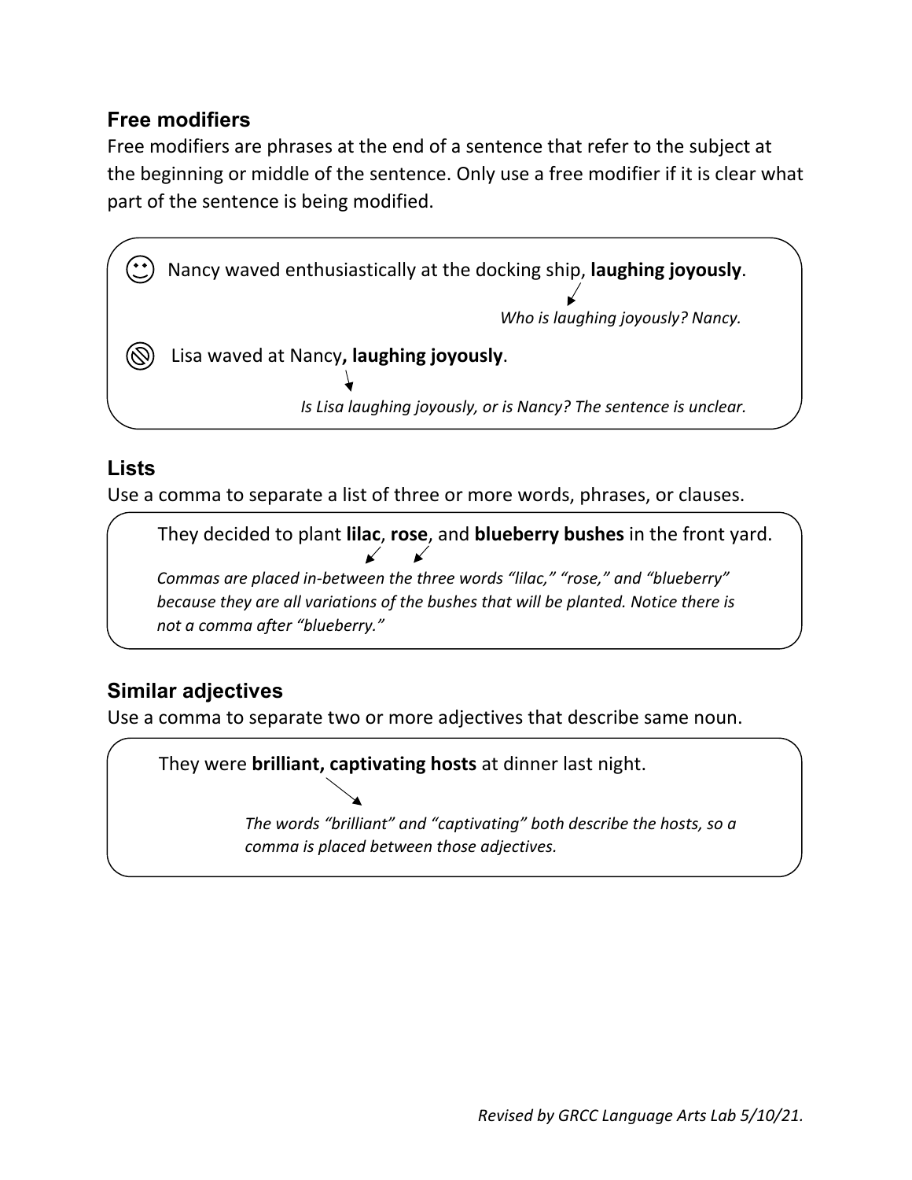### Free modifiers

Free modifiers are phrases at the end of a sentence that refer to the subject at the beginning or middle of the sentence. Only use a free modifier if it is clear what part of the sentence is being modified.

Nancy waved enthusiastically at the docking ship, **laughing joyously**.

*Who is laughing joyously? Nancy.*

Lisa waved at Nancy**, laughing joyously**.

*Is Lisa laughing joyously, or is Nancy? The sentence is unclear.*

### Lists

Use a comma to separate a list of three or more words, phrases, or clauses.

They decided to plant **lilac**, **rose**, and **blueberry bushes** in the front yard.

*Commas are placed in-between the three words "lilac," "rose," and "blueberry" because they are all variations of the bushes that will be planted. Notice there is not a comma after "blueberry."*

### Similar adjectives

Use a comma to separate two or more adjectives that describe same noun.

They were **brilliant, captivating hosts** at dinner last night.

*The words "brilliant" and "captivating" both describe the hosts, so a comma is placed between those adjectives.*

*Revised by GRCC Language Arts Lab 5/10/21.*